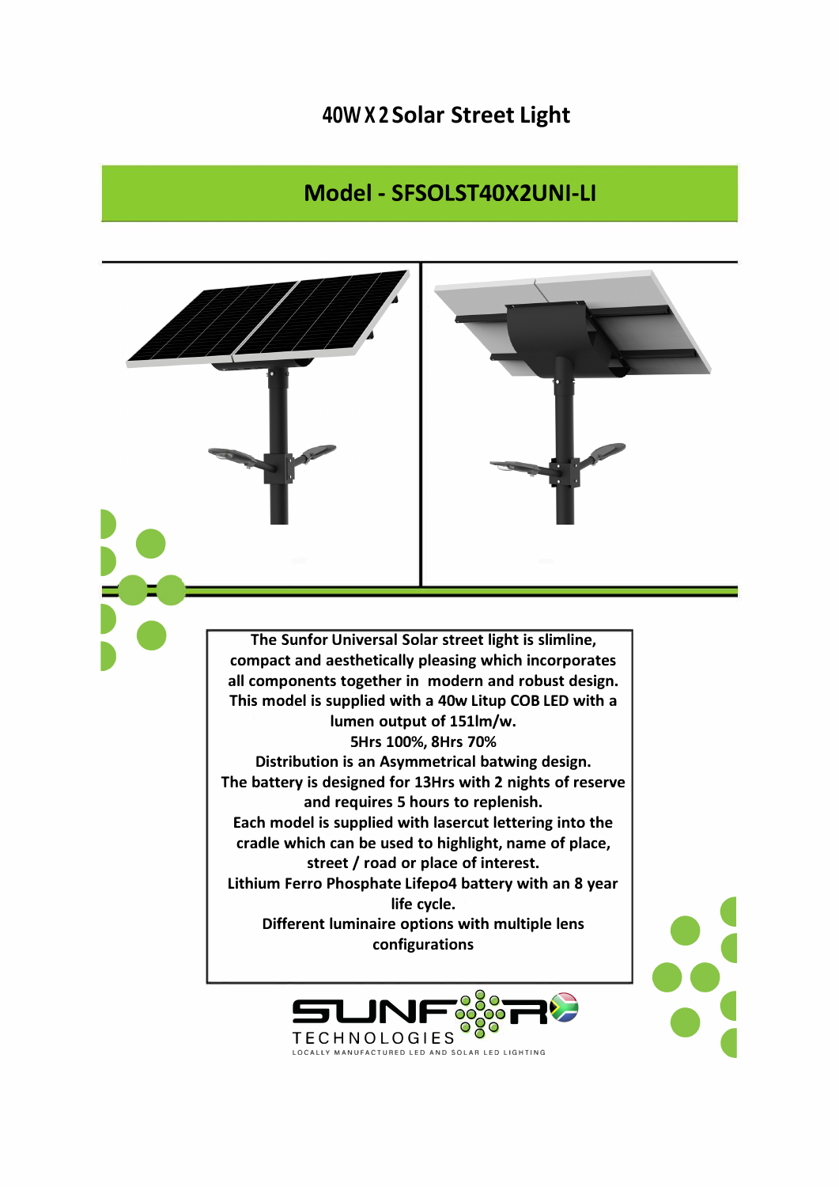# 40W X 2 Solar Street Light

## Model - SFSOLST40X2UNI-LI

The Sunfor Universal Solar street light is slimline, compact and aesthetically pleasing which incorporates all components together in modern and robust design.
This model is supplied with a 40w Litup COB LED with a lumen output of 151lm/w.
5Hrs 100%, 8Hrs 70%
Distribution is an Asymmetrical batwing design.
The battery is designed for 13Hrs with 2 nights of reserve and requires 5 hours to replenish.
Each model is supplied with lasercut lettering into the cradle which can be used to highlight, name of place, street / road or place of interest.
Lithium Ferro Phosphate Lifepo4 battery with an 8 year life cycle.
Different luminaire options with multiple lens configurations

SUNFOR TECHNOLOGIES
LOCALLY MANUFACTURED LED AND SOLAR LED LIGHTING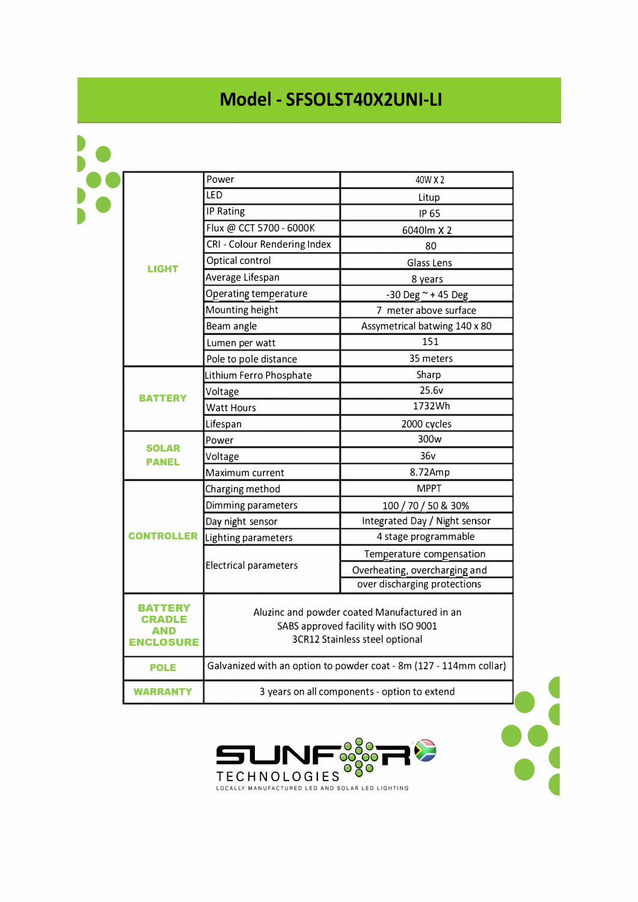# Model - SFSOLST40X2UNI-LI

| | | |
|---|---|---|
| LIGHT | Power | 40W X 2 |
| | LED | Litup |
| | IP Rating | IP 65 |
| | Flux @ CCT 5700 - 6000K | 6040lm X 2 |
| | CRI - Colour Rendering Index | 80 |
| | Optical control | Glass Lens |
| | Average Lifespan | 8 years |
| | Operating temperature | -30 Deg ~ + 45 Deg |
| | Mounting height | 7 meter above surface |
| | Beam angle | Assymetrical batwing 140 x 80 |
| | Lumen per watt | 151 |
| | Pole to pole distance | 35 meters |
| BATTERY | Lithium Ferro Phosphate | Sharp |
| | Voltage | 25.6v |
| | Watt Hours | 1732Wh |
| | Lifespan | 2000 cycles |
| SOLAR PANEL | Power | 300w |
| | Voltage | 36v |
| | Maximum current | 8.72Amp |
| CONTROLLER | Charging method | MPPT |
| | Dimming parameters | 100 / 70 / 50 & 30% |
| | Day night sensor | Integrated Day / Night sensor |
| | Lighting parameters | 4 stage programmable |
| | Electrical parameters | Temperature compensation |
| | | Overheating, overcharging and over discharging protections |
| BATTERY CRADLE AND ENCLOSURE | Aluzinc and powder coated Manufactured in an SABS approved facility with ISO 9001 3CR12 Stainless steel optional | |
| POLE | Galvanized with an option to powder coat - 8m (127 - 114mm collar) | |
| WARRANTY | 3 years on all components - option to extend | |

SUNFOR TECHNOLOGIES

LOCALLY MANUFACTURED LED AND SOLAR LED LIGHTING